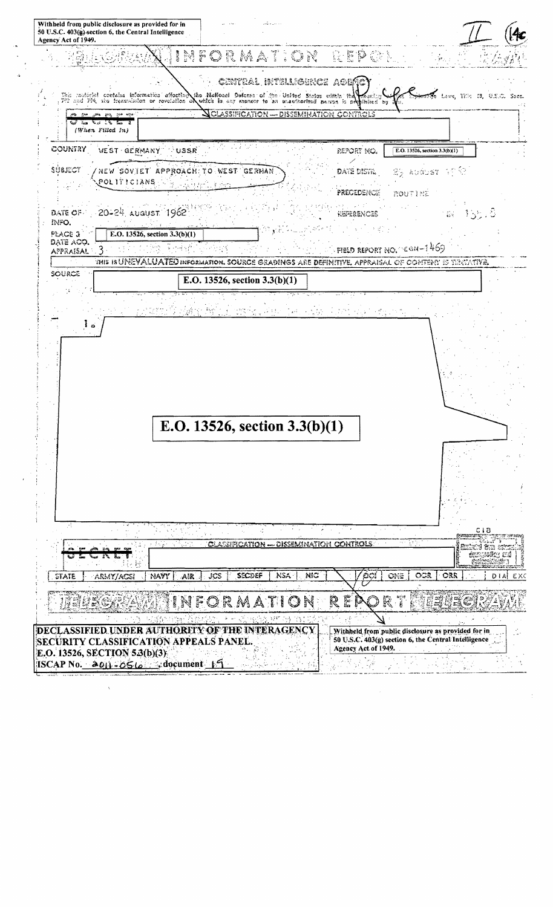Withheld from public disclosure as provided for in 50 U.S.C. 403(g) section 6, the Central Intelligence Agency Act of 1949.

II (14c)

# TELEGRAM INFORMATION REPORT TELEGRAM

## CENTRAL INTELLIGENCE AGENCY

This material contains information affecting the National Defense of the United States within the meaning of the Espionage Laws, Title 18, U.S.C. Secs. 793 and 794, the transmission or revelation of which in any manner to an unauthorized person is prohibited by law.

SECRET (When Filled In) — CLASSIFICATION — DISSEMINATION CONTROLS

| | | | |
|---|---|---|---|
| COUNTRY | WEST GERMANY / USSR | REPORT NO. | E.O. 13526, section 3.3(b)(1) |
| SUBJECT | NEW SOVIET APPROACH TO WEST GERMAN POLITICIANS | DATE DISTR. | 25 AUGUST 1962 |
| | | PRECEDENCE | ROUTINE |
| DATE OF INFO. | 20-24 AUGUST 1962 | REFERENCES | IN 15538 |
| PLACE & DATE ACQ. | E.O. 13526, section 3.3(b)(1) | | |
| APPRAISAL | 3 | FIELD REPORT NO. | EGN-1469 |

THIS IS UNEVALUATED INFORMATION. SOURCE GRADINGS ARE DEFINITIVE. APPRAISAL OF CONTENT IS TENTATIVE.

SOURCE: E.O. 13526, section 3.3(b)(1)

1. E.O. 13526, section 3.3(b)(1)

SECRET — CLASSIFICATION — DISSEMINATION CONTROLS

| STATE | ARMY/ACSI | NAVY | AIR | JCS | SECDEF | NSA | NIC | OCI | ONE | OCR | ORR | DIA | EXO |
|---|---|---|---|---|---|---|---|---|---|---|---|---|---|

# TELEGRAM INFORMATION REPORT TELEGRAM

DECLASSIFIED UNDER AUTHORITY OF THE INTERAGENCY SECURITY CLASSIFICATION APPEALS PANEL.
E.O. 13526, SECTION 5.3(b)(3)
ISCAP No. 2011-056, document 19

Withheld from public disclosure as provided for in 50 U.S.C. 403(g) section 6, the Central Intelligence Agency Act of 1949.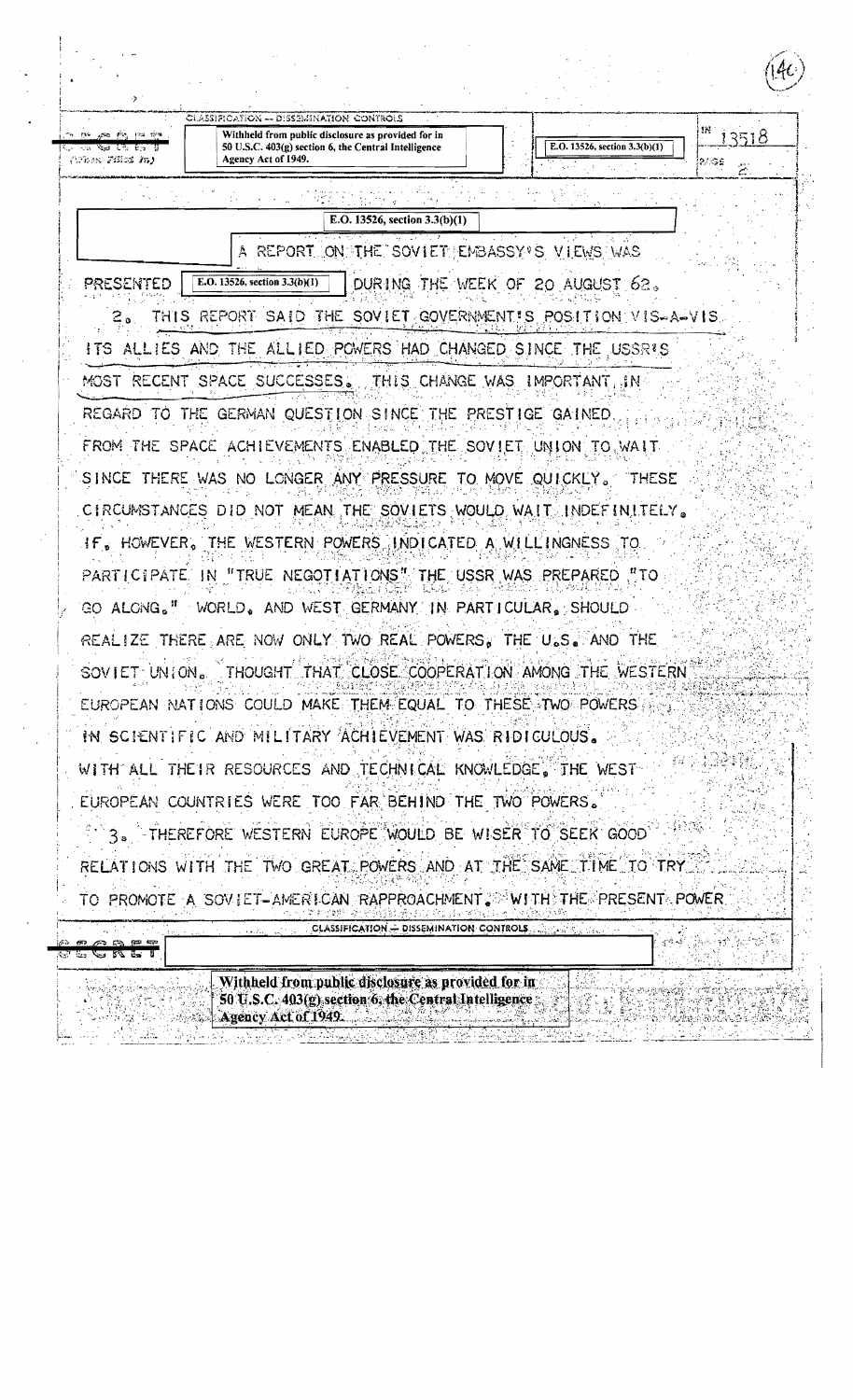CLASSIFICATION -- DISSEMINATION CONTROLS

Withheld from public disclosure as provided for in 50 U.S.C. 403(g) section 6, the Central Intelligence Agency Act of 1949.

E.O. 13526, section 3.3(b)(1)

IN 13518

PAGE 2

E.O. 13526, section 3.3(b)(1)

A REPORT ON THE SOVIET EMBASSY'S VIEWS WAS PRESENTED [E.O. 13526, section 3.3(b)(1)] DURING THE WEEK OF 20 AUGUST 62.

2. THIS REPORT SAID THE SOVIET GOVERNMENT'S POSITION VIS-A-VIS ITS ALLIES AND THE ALLIED POWERS HAD CHANGED SINCE THE USSR'S MOST RECENT SPACE SUCCESSES. THIS CHANGE WAS IMPORTANT IN REGARD TO THE GERMAN QUESTION SINCE THE PRESTIGE GAINED FROM THE SPACE ACHIEVEMENTS ENABLED THE SOVIET UNION TO WAIT SINCE THERE WAS NO LONGER ANY PRESSURE TO MOVE QUICKLY. THESE CIRCUMSTANCES DID NOT MEAN THE SOVIETS WOULD WAIT INDEFINITELY. IF, HOWEVER, THE WESTERN POWERS INDICATED A WILLINGNESS TO PARTICIPATE IN "TRUE NEGOTIATIONS" THE USSR WAS PREPARED "TO GO ALONG." WORLD, AND WEST GERMANY IN PARTICULAR, SHOULD REALIZE THERE ARE NOW ONLY TWO REAL POWERS, THE U.S. AND THE SOVIET UNION. THOUGHT THAT CLOSE COOPERATION AMONG THE WESTERN EUROPEAN NATIONS COULD MAKE THEM EQUAL TO THESE TWO POWERS IN SCIENTIFIC AND MILITARY ACHIEVEMENT WAS RIDICULOUS. WITH ALL THEIR RESOURCES AND TECHNICAL KNOWLEDGE, THE WEST EUROPEAN COUNTRIES WERE TOO FAR BEHIND THE TWO POWERS.

3. THEREFORE WESTERN EUROPE WOULD BE WISER TO SEEK GOOD RELATIONS WITH THE TWO GREAT POWERS AND AT THE SAME TIME TO TRY TO PROMOTE A SOVIET-AMERICAN RAPPROACHMENT. WITH THE PRESENT POWER

CLASSIFICATION -- DISSEMINATION CONTROLS

SECRET

Withheld from public disclosure as provided for in 50 U.S.C. 403(g) section 6, the Central Intelligence Agency Act of 1949.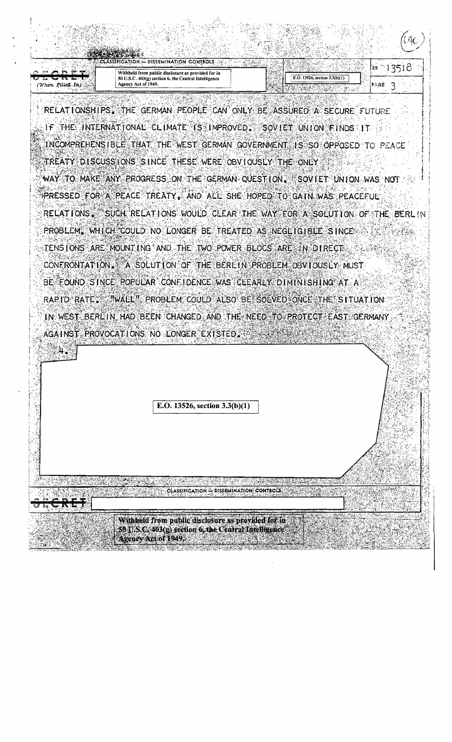CLASSIFICATION — DISSEMINATION CONTROLS

SECRET (When Filled In)

Withheld from public disclosure as provided for in 50 U.S.C. 403(g) section 6, the Central Intelligence Agency Act of 1949.

E.O. 13526, section 3.3(b)(1)

IN 13518

PAGE 3

RELATIONSHIPS. THE GERMAN PEOPLE CAN ONLY BE ASSURED A SECURE FUTURE IF THE INTERNATIONAL CLIMATE IS IMPROVED. SOVIET UNION FINDS IT INCOMPREHENSIBLE THAT THE WEST GERMAN GOVERNMENT IS SO OPPOSED TO PEACE TREATY DISCUSSIONS SINCE THESE WERE OBVIOUSLY THE ONLY WAY TO MAKE ANY PROGRESS ON THE GERMAN QUESTION. SOVIET UNION WAS NOT PRESSED FOR A PEACE TREATY, AND ALL SHE HOPED TO GAIN WAS PEACEFUL RELATIONS. SUCH RELATIONS WOULD CLEAR THE WAY FOR A SOLUTION OF THE BERLIN PROBLEM, WHICH COULD NO LONGER BE TREATED AS NEGLIGIBLE SINCE TENSIONS ARE MOUNTING AND THE TWO POWER BLOCS ARE IN DIRECT CONFRONTATION. A SOLUTION OF THE BERLIN PROBLEM OBVIOUSLY MUST BE FOUND SINCE POPULAR CONFIDENCE WAS CLEARLY DIMINISHING AT A RAPID RATE. "WALL" PROBLEM COULD ALSO BE SOLVED ONCE THE SITUATION IN WEST BERLIN HAD BEEN CHANGED AND THE NEED TO PROTECT EAST GERMANY AGAINST PROVOCATIONS NO LONGER EXISTED.

4.

E.O. 13526, section 3.3(b)(1)

CLASSIFICATION — DISSEMINATION CONTROLS

SECRET

Withheld from public disclosure as provided for in 50 U.S.C. 403(g) section 6, the Central Intelligence Agency Act of 1949.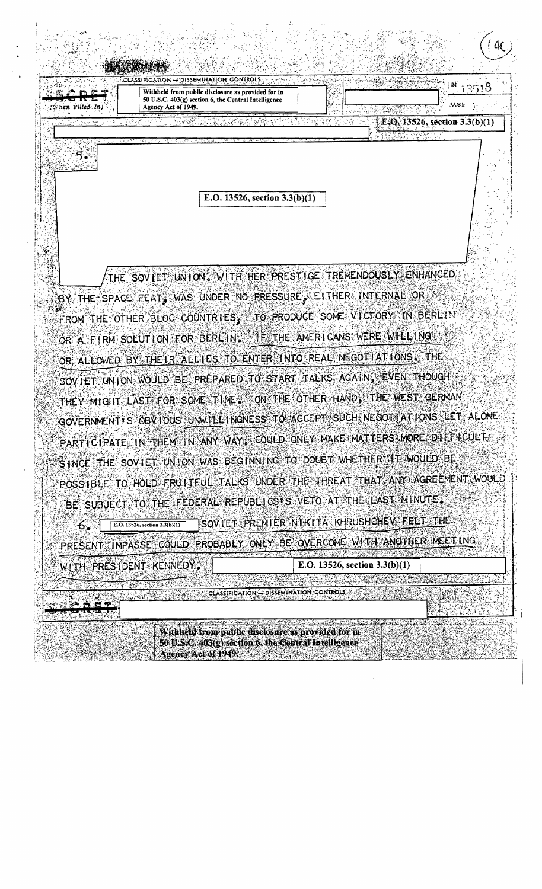CLASSIFICATION — DISSEMINATION CONTROLS

SECRET (When Filled In)

Withheld from public disclosure as provided for in 50 U.S.C. 403(g) section 6, the Central Intelligence Agency Act of 1949.

IN 13518

PAGE

E.O. 13526, section 3.3(b)(1)

5.

E.O. 13526, section 3.3(b)(1)

THE SOVIET UNION, WITH HER PRESTIGE TREMENDOUSLY ENHANCED BY THE SPACE FEAT, WAS UNDER NO PRESSURE, EITHER INTERNAL OR FROM THE OTHER BLOC COUNTRIES, TO PRODUCE SOME VICTORY IN BERLIN OR A FIRM SOLUTION FOR BERLIN. IF THE AMERICANS WERE WILLING OR ALLOWED BY THEIR ALLIES TO ENTER INTO REAL NEGOTIATIONS, THE SOVIET UNION WOULD BE PREPARED TO START TALKS AGAIN, EVEN THOUGH THEY MIGHT LAST FOR SOME TIME. ON THE OTHER HAND, THE WEST GERMAN GOVERNMENT'S OBVIOUS UNWILLINGNESS TO ACCEPT SUCH NEGOTIATIONS LET ALONE PARTICIPATE IN THEM IN ANY WAY, COULD ONLY MAKE MATTERS MORE DIFFICULT SINCE THE SOVIET UNION WAS BEGINNING TO DOUBT WHETHER IT WOULD BE POSSIBLE TO HOLD FRUITFUL TALKS UNDER THE THREAT THAT ANY AGREEMENT WOULD BE SUBJECT TO THE FEDERAL REPUBLICS'S VETO AT THE LAST MINUTE.

6. E.O. 13526, section 3.3(b)(1) SOVIET PREMIER NIKITA KHRUSHCHEV FELT THE PRESENT IMPASSE COULD PROBABLY ONLY BE OVERCOME WITH ANOTHER MEETING WITH PRESIDENT KENNEDY. E.O. 13526, section 3.3(b)(1)

CLASSIFICATION — DISSEMINATION CONTROLS

SECRET

Withheld from public disclosure as provided for in 50 U.S.C. 403(g) section 6, the Central Intelligence Agency Act of 1949.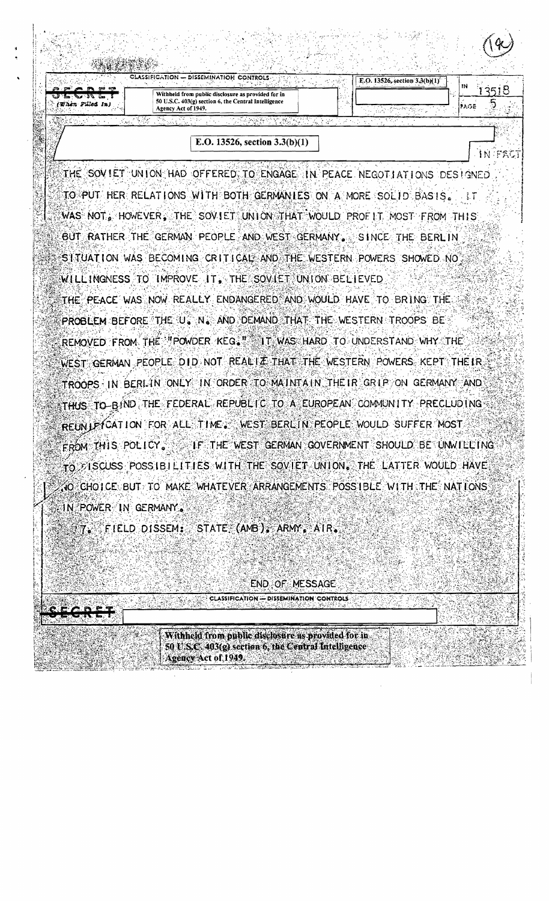SECRET (When Filled In)

CLASSIFICATION — DISSEMINATION CONTROLS

Withheld from public disclosure as provided for in 50 U.S.C. 403(g) section 6, the Central Intelligence Agency Act of 1949.

E.O. 13526, section 3.3(b)(1)

IN 13518

PAGE 5

E.O. 13526, section 3.3(b)(1)

IN FACT THE SOVIET UNION HAD OFFERED TO ENGAGE IN PEACE NEGOTIATIONS DESIGNED TO PUT HER RELATIONS WITH BOTH GERMANIES ON A MORE SOLID BASIS. IT WAS NOT, HOWEVER, THE SOVIET UNION THAT WOULD PROFIT MOST FROM THIS BUT RATHER THE GERMAN PEOPLE AND WEST GERMANY. SINCE THE BERLIN SITUATION WAS BECOMING CRITICAL AND THE WESTERN POWERS SHOWED NO WILLINGNESS TO IMPROVE IT, THE SOVIET UNION BELIEVED THE PEACE WAS NOW REALLY ENDANGERED AND WOULD HAVE TO BRING THE PROBLEM BEFORE THE U. N. AND DEMAND THAT THE WESTERN TROOPS BE REMOVED FROM THE "POWDER KEG." IT WAS HARD TO UNDERSTAND WHY THE WEST GERMAN PEOPLE DID NOT REALIZE THAT THE WESTERN POWERS KEPT THEIR TROOPS IN BERLIN ONLY IN ORDER TO MAINTAIN THEIR GRIP ON GERMANY AND THUS TO BIND THE FEDERAL REPUBLIC TO A EUROPEAN COMMUNITY PRECLUDING REUNIFICATION FOR ALL TIME. WEST BERLIN PEOPLE WOULD SUFFER MOST FROM THIS POLICY. IF THE WEST GERMAN GOVERNMENT SHOULD BE UNWILLING TO DISCUSS POSSIBILITIES WITH THE SOVIET UNION, THE LATTER WOULD HAVE NO CHOICE BUT TO MAKE WHATEVER ARRANGEMENTS POSSIBLE WITH THE NATIONS IN POWER IN GERMANY.

7. FIELD DISSEM: STATE (AMB), ARMY, AIR.

END OF MESSAGE

SECRET

CLASSIFICATION — DISSEMINATION CONTROLS

Withheld from public disclosure as provided for in 50 U.S.C. 403(g) section 6, the Central Intelligence Agency Act of 1949.